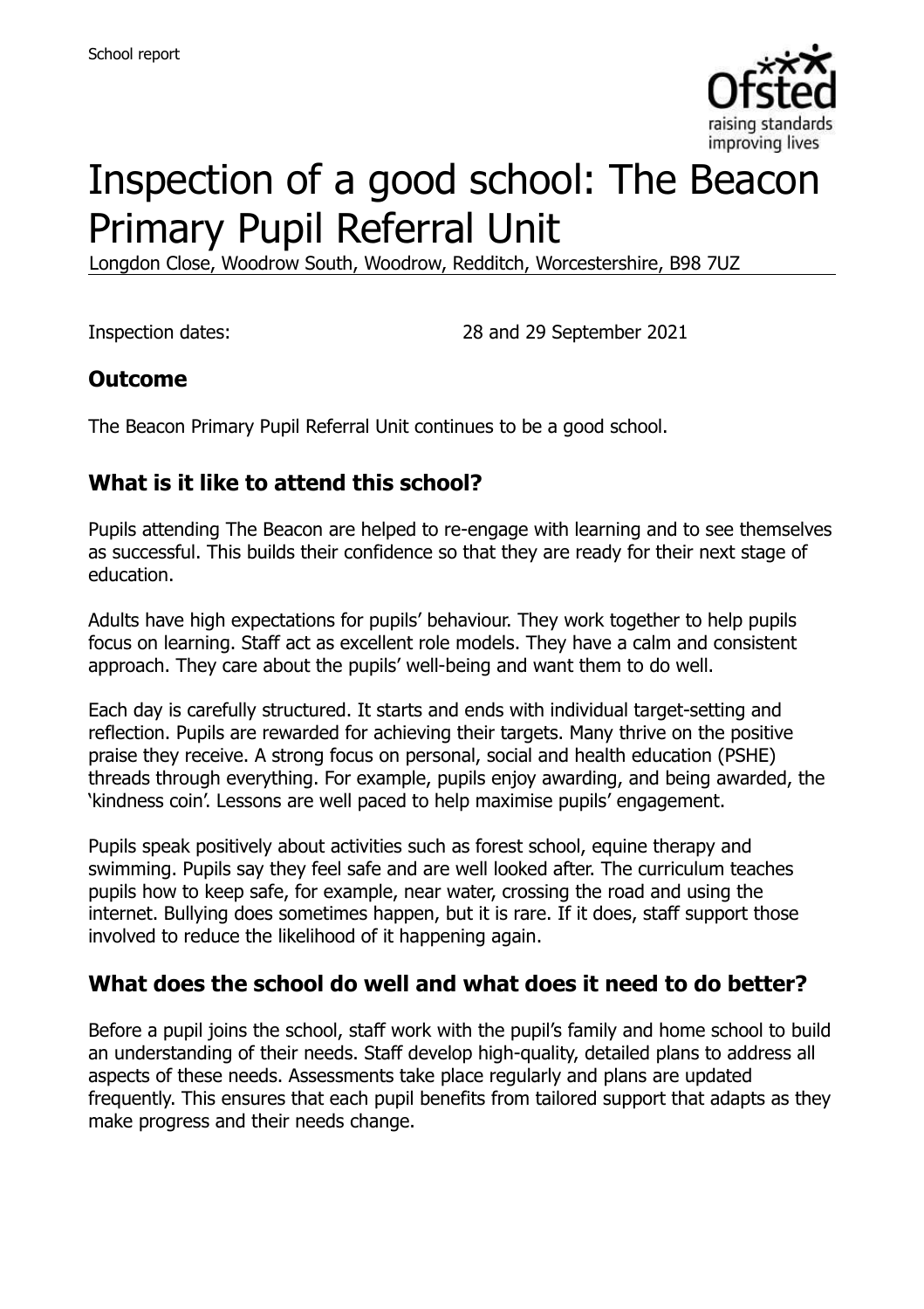School report

# Inspection of a good school: The Beacon Primary Pupil Referral Unit

Longdon Close, Woodrow South, Woodrow, Redditch, Worcestershire, B98 7UZ

Inspection dates: 28 and 29 September 2021

## Outcome

The Beacon Primary Pupil Referral Unit continues to be a good school.

## What is it like to attend this school?

Pupils attending The Beacon are helped to re-engage with learning and to see themselves as successful. This builds their confidence so that they are ready for their next stage of education.

Adults have high expectations for pupils' behaviour. They work together to help pupils focus on learning. Staff act as excellent role models. They have a calm and consistent approach. They care about the pupils' well-being and want them to do well.

Each day is carefully structured. It starts and ends with individual target-setting and reflection. Pupils are rewarded for achieving their targets. Many thrive on the positive praise they receive. A strong focus on personal, social and health education (PSHE) threads through everything. For example, pupils enjoy awarding, and being awarded, the 'kindness coin'. Lessons are well paced to help maximise pupils' engagement.

Pupils speak positively about activities such as forest school, equine therapy and swimming. Pupils say they feel safe and are well looked after. The curriculum teaches pupils how to keep safe, for example, near water, crossing the road and using the internet. Bullying does sometimes happen, but it is rare. If it does, staff support those involved to reduce the likelihood of it happening again.

## What does the school do well and what does it need to do better?

Before a pupil joins the school, staff work with the pupil's family and home school to build an understanding of their needs. Staff develop high-quality, detailed plans to address all aspects of these needs. Assessments take place regularly and plans are updated frequently. This ensures that each pupil benefits from tailored support that adapts as they make progress and their needs change.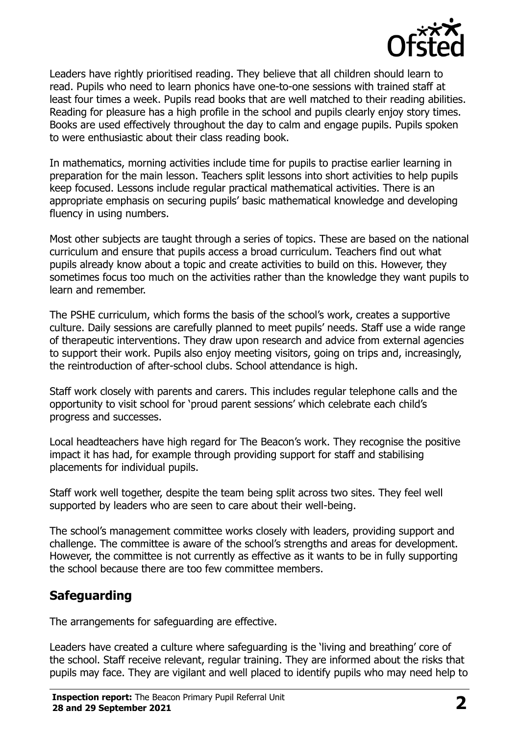Leaders have rightly prioritised reading. They believe that all children should learn to read. Pupils who need to learn phonics have one-to-one sessions with trained staff at least four times a week. Pupils read books that are well matched to their reading abilities. Reading for pleasure has a high profile in the school and pupils clearly enjoy story times. Books are used effectively throughout the day to calm and engage pupils. Pupils spoken to were enthusiastic about their class reading book.

In mathematics, morning activities include time for pupils to practise earlier learning in preparation for the main lesson. Teachers split lessons into short activities to help pupils keep focused. Lessons include regular practical mathematical activities. There is an appropriate emphasis on securing pupils' basic mathematical knowledge and developing fluency in using numbers.

Most other subjects are taught through a series of topics. These are based on the national curriculum and ensure that pupils access a broad curriculum. Teachers find out what pupils already know about a topic and create activities to build on this. However, they sometimes focus too much on the activities rather than the knowledge they want pupils to learn and remember.

The PSHE curriculum, which forms the basis of the school's work, creates a supportive culture. Daily sessions are carefully planned to meet pupils' needs. Staff use a wide range of therapeutic interventions. They draw upon research and advice from external agencies to support their work. Pupils also enjoy meeting visitors, going on trips and, increasingly, the reintroduction of after-school clubs. School attendance is high.

Staff work closely with parents and carers. This includes regular telephone calls and the opportunity to visit school for 'proud parent sessions' which celebrate each child's progress and successes.

Local headteachers have high regard for The Beacon's work. They recognise the positive impact it has had, for example through providing support for staff and stabilising placements for individual pupils.

Staff work well together, despite the team being split across two sites. They feel well supported by leaders who are seen to care about their well-being.

The school's management committee works closely with leaders, providing support and challenge. The committee is aware of the school's strengths and areas for development. However, the committee is not currently as effective as it wants to be in fully supporting the school because there are too few committee members.

## Safeguarding

The arrangements for safeguarding are effective.

Leaders have created a culture where safeguarding is the 'living and breathing' core of the school. Staff receive relevant, regular training. They are informed about the risks that pupils may face. They are vigilant and well placed to identify pupils who may need help to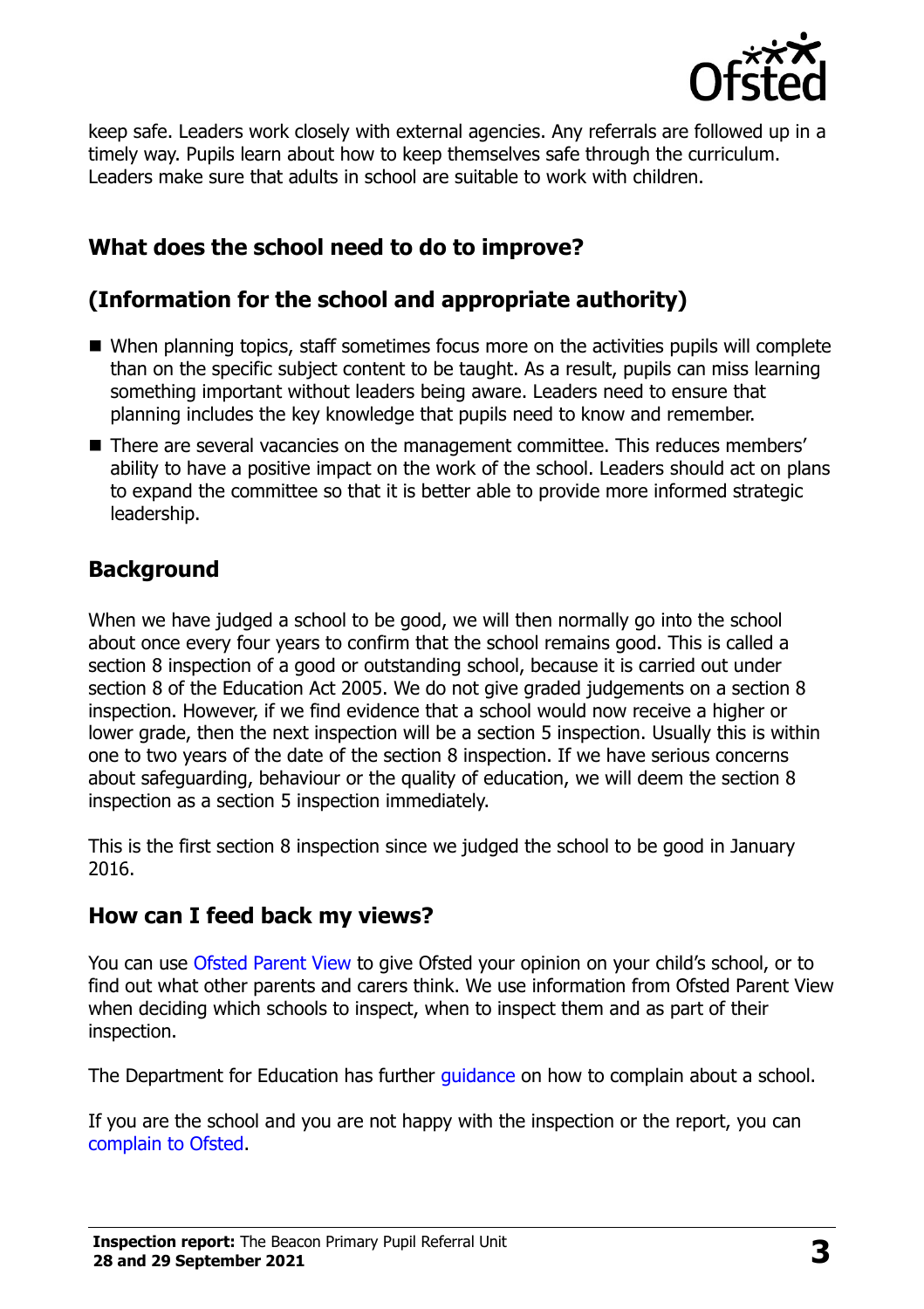keep safe. Leaders work closely with external agencies. Any referrals are followed up in a timely way. Pupils learn about how to keep themselves safe through the curriculum. Leaders make sure that adults in school are suitable to work with children.

## What does the school need to do to improve?

## (Information for the school and appropriate authority)

- When planning topics, staff sometimes focus more on the activities pupils will complete than on the specific subject content to be taught. As a result, pupils can miss learning something important without leaders being aware. Leaders need to ensure that planning includes the key knowledge that pupils need to know and remember.
- There are several vacancies on the management committee. This reduces members' ability to have a positive impact on the work of the school. Leaders should act on plans to expand the committee so that it is better able to provide more informed strategic leadership.

## Background

When we have judged a school to be good, we will then normally go into the school about once every four years to confirm that the school remains good. This is called a section 8 inspection of a good or outstanding school, because it is carried out under section 8 of the Education Act 2005. We do not give graded judgements on a section 8 inspection. However, if we find evidence that a school would now receive a higher or lower grade, then the next inspection will be a section 5 inspection. Usually this is within one to two years of the date of the section 8 inspection. If we have serious concerns about safeguarding, behaviour or the quality of education, we will deem the section 8 inspection as a section 5 inspection immediately.

This is the first section 8 inspection since we judged the school to be good in January 2016.

## How can I feed back my views?

You can use Ofsted Parent View to give Ofsted your opinion on your child's school, or to find out what other parents and carers think. We use information from Ofsted Parent View when deciding which schools to inspect, when to inspect them and as part of their inspection.

The Department for Education has further guidance on how to complain about a school.

If you are the school and you are not happy with the inspection or the report, you can complain to Ofsted.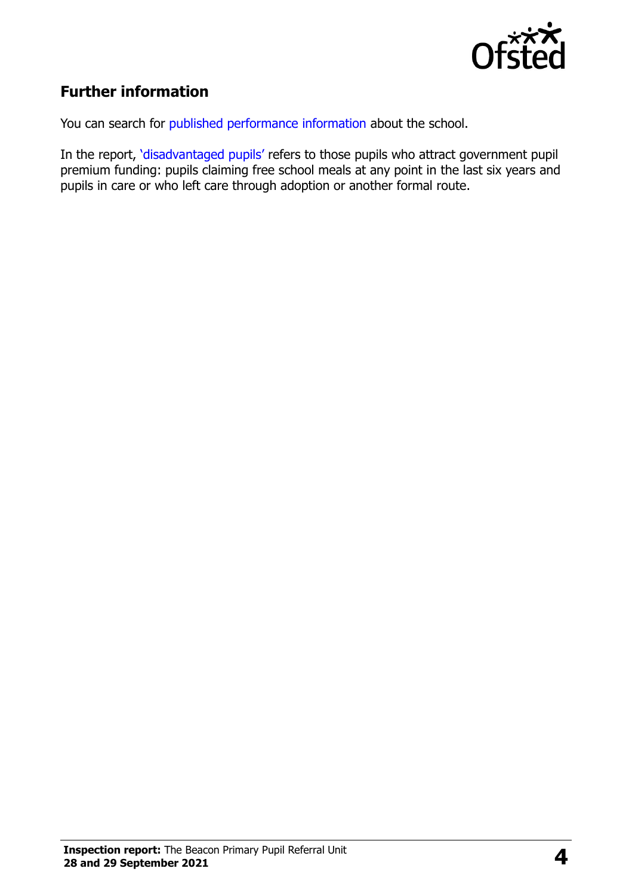## Further information

You can search for published performance information about the school.

In the report, 'disadvantaged pupils' refers to those pupils who attract government pupil premium funding: pupils claiming free school meals at any point in the last six years and pupils in care or who left care through adoption or another formal route.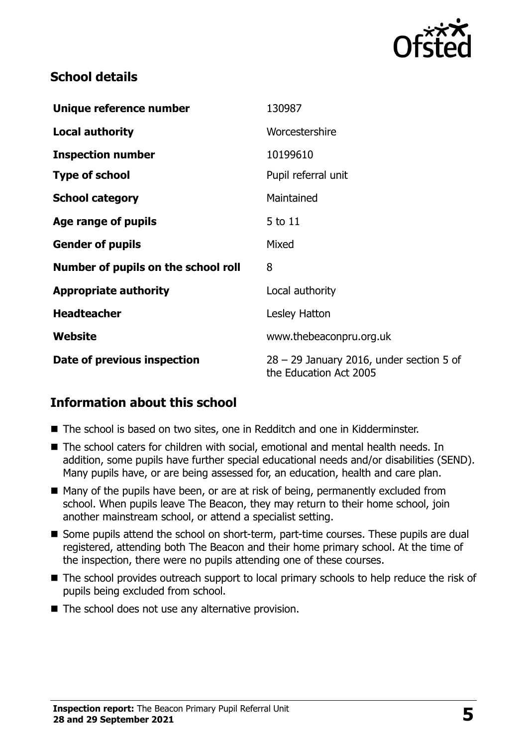## School details

| | |
|---|---|
| **Unique reference number** | 130987 |
| **Local authority** | Worcestershire |
| **Inspection number** | 10199610 |
| **Type of school** | Pupil referral unit |
| **School category** | Maintained |
| **Age range of pupils** | 5 to 11 |
| **Gender of pupils** | Mixed |
| **Number of pupils on the school roll** | 8 |
| **Appropriate authority** | Local authority |
| **Headteacher** | Lesley Hatton |
| **Website** | www.thebeaconpru.org.uk |
| **Date of previous inspection** | 28 – 29 January 2016, under section 5 of the Education Act 2005 |

## Information about this school

- The school is based on two sites, one in Redditch and one in Kidderminster.
- The school caters for children with social, emotional and mental health needs. In addition, some pupils have further special educational needs and/or disabilities (SEND). Many pupils have, or are being assessed for, an education, health and care plan.
- Many of the pupils have been, or are at risk of being, permanently excluded from school. When pupils leave The Beacon, they may return to their home school, join another mainstream school, or attend a specialist setting.
- Some pupils attend the school on short-term, part-time courses. These pupils are dual registered, attending both The Beacon and their home primary school. At the time of the inspection, there were no pupils attending one of these courses.
- The school provides outreach support to local primary schools to help reduce the risk of pupils being excluded from school.
- The school does not use any alternative provision.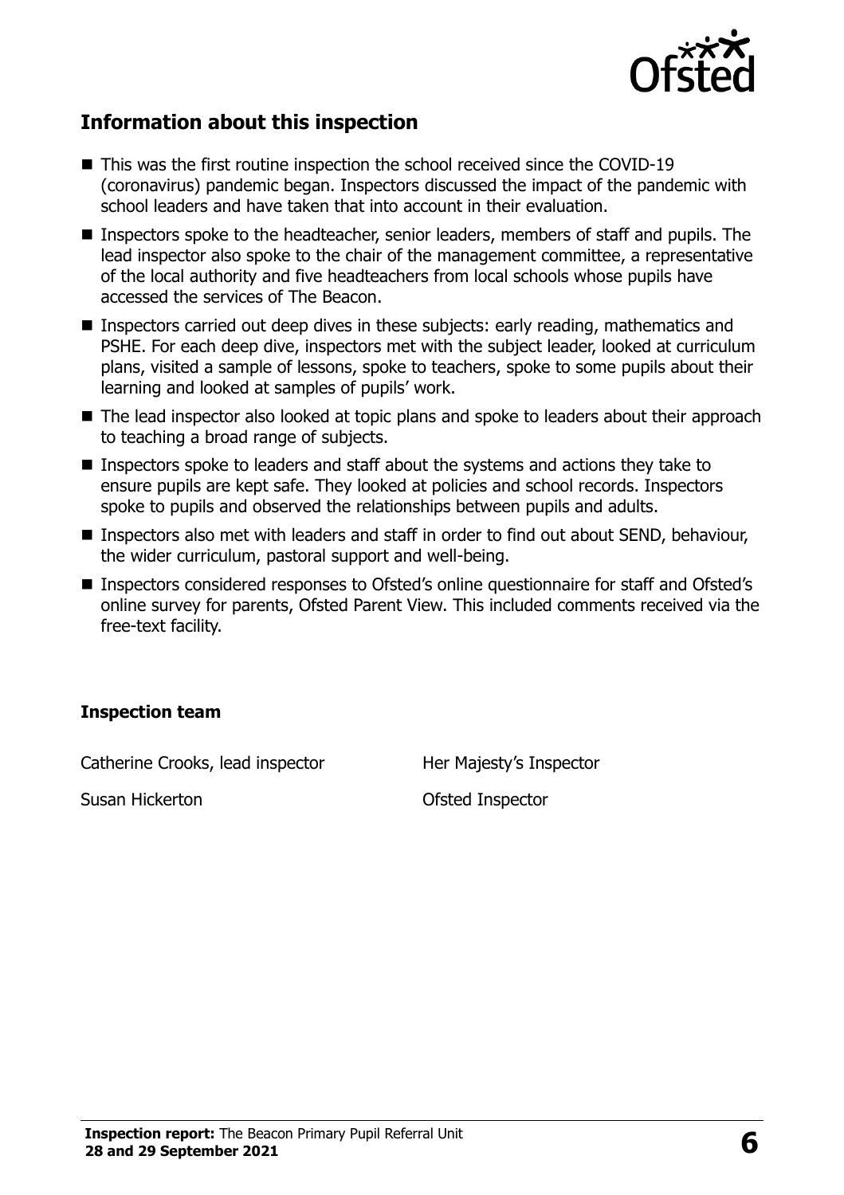## Information about this inspection

- This was the first routine inspection the school received since the COVID-19 (coronavirus) pandemic began. Inspectors discussed the impact of the pandemic with school leaders and have taken that into account in their evaluation.
- Inspectors spoke to the headteacher, senior leaders, members of staff and pupils. The lead inspector also spoke to the chair of the management committee, a representative of the local authority and five headteachers from local schools whose pupils have accessed the services of The Beacon.
- Inspectors carried out deep dives in these subjects: early reading, mathematics and PSHE. For each deep dive, inspectors met with the subject leader, looked at curriculum plans, visited a sample of lessons, spoke to teachers, spoke to some pupils about their learning and looked at samples of pupils' work.
- The lead inspector also looked at topic plans and spoke to leaders about their approach to teaching a broad range of subjects.
- Inspectors spoke to leaders and staff about the systems and actions they take to ensure pupils are kept safe. They looked at policies and school records. Inspectors spoke to pupils and observed the relationships between pupils and adults.
- Inspectors also met with leaders and staff in order to find out about SEND, behaviour, the wider curriculum, pastoral support and well-being.
- Inspectors considered responses to Ofsted's online questionnaire for staff and Ofsted's online survey for parents, Ofsted Parent View. This included comments received via the free-text facility.

### Inspection team

| | |
|---|---|
| Catherine Crooks, lead inspector | Her Majesty's Inspector |
| Susan Hickerton | Ofsted Inspector |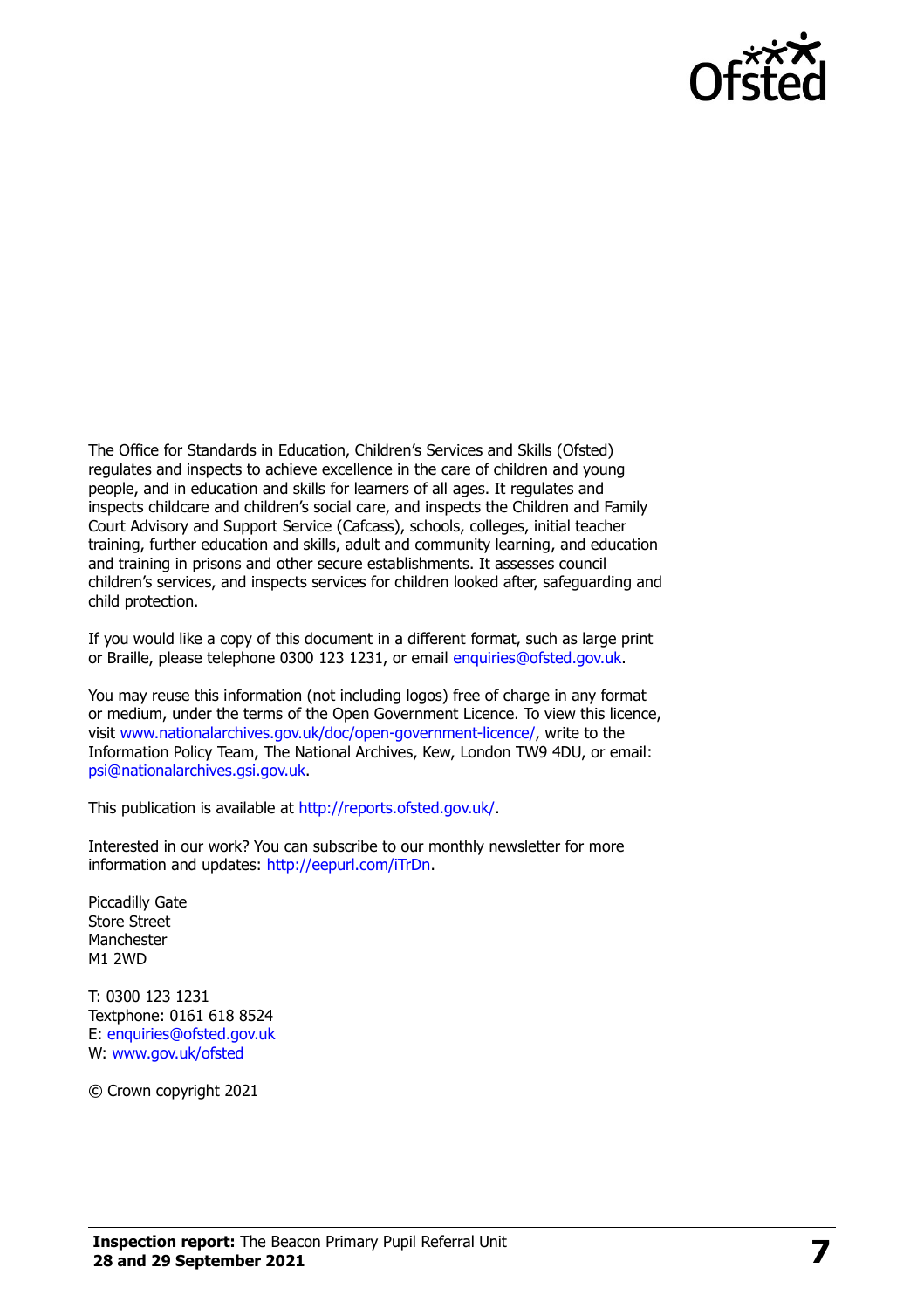The Office for Standards in Education, Children's Services and Skills (Ofsted) regulates and inspects to achieve excellence in the care of children and young people, and in education and skills for learners of all ages. It regulates and inspects childcare and children's social care, and inspects the Children and Family Court Advisory and Support Service (Cafcass), schools, colleges, initial teacher training, further education and skills, adult and community learning, and education and training in prisons and other secure establishments. It assesses council children's services, and inspects services for children looked after, safeguarding and child protection.

If you would like a copy of this document in a different format, such as large print or Braille, please telephone 0300 123 1231, or email enquiries@ofsted.gov.uk.

You may reuse this information (not including logos) free of charge in any format or medium, under the terms of the Open Government Licence. To view this licence, visit www.nationalarchives.gov.uk/doc/open-government-licence/, write to the Information Policy Team, The National Archives, Kew, London TW9 4DU, or email: psi@nationalarchives.gsi.gov.uk.

This publication is available at http://reports.ofsted.gov.uk/.

Interested in our work? You can subscribe to our monthly newsletter for more information and updates: http://eepurl.com/iTrDn.

Piccadilly Gate
Store Street
Manchester
M1 2WD

T: 0300 123 1231
Textphone: 0161 618 8524
E: enquiries@ofsted.gov.uk
W: www.gov.uk/ofsted

© Crown copyright 2021